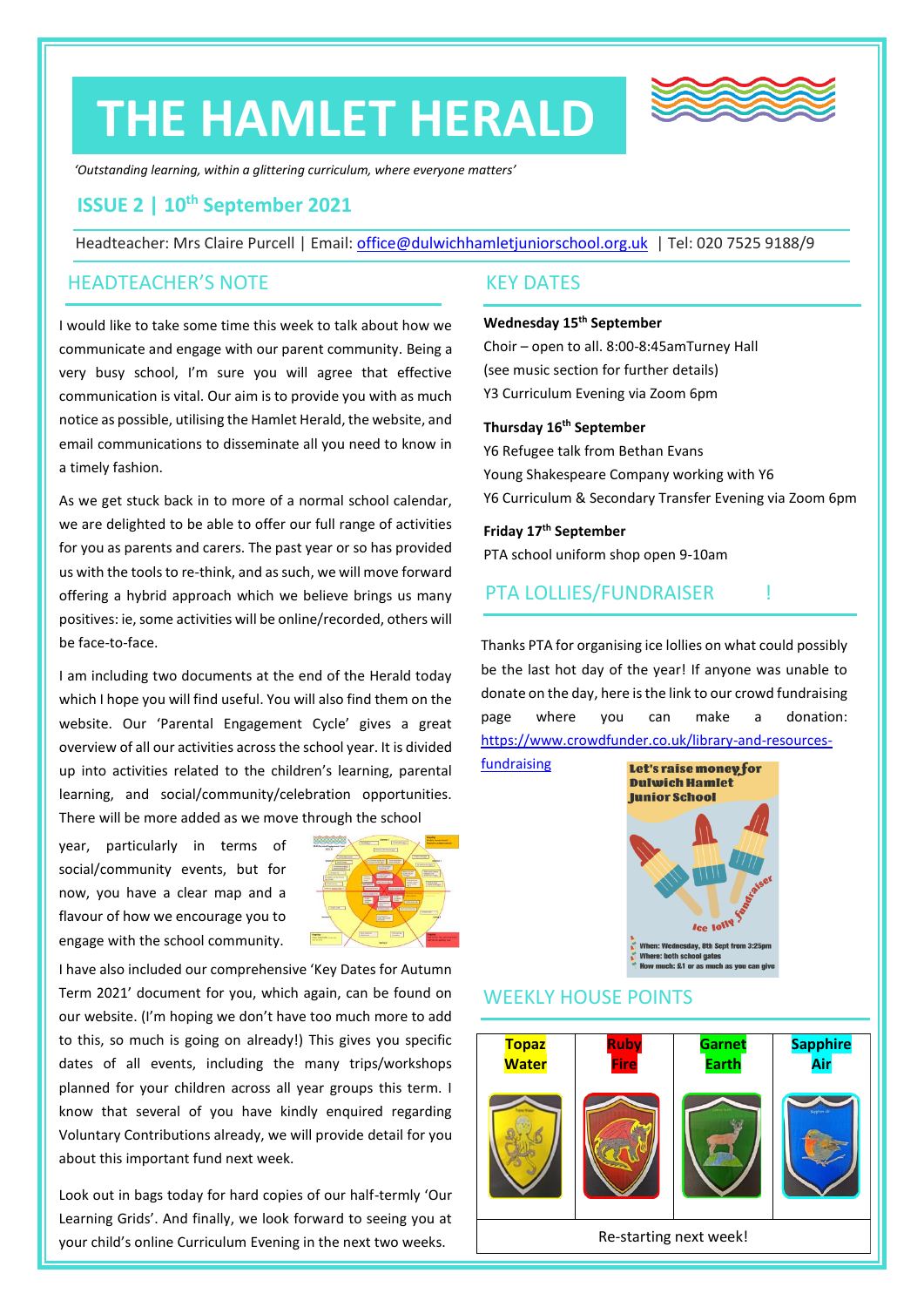# THE HAMLET HERALD

*'Outstanding learning, within a glittering curriculum, where everyone matters'*

## ISSUE 2 | 10th September 2021

Headteacher: Mrs Claire Purcell | Email: office@dulwichhamletjuniorschool.org.uk | Tel: 020 7525 9188/9

## HEADTEACHER'S NOTE

I would like to take some time this week to talk about how we communicate and engage with our parent community. Being a very busy school, I'm sure you will agree that effective communication is vital. Our aim is to provide you with as much notice as possible, utilising the Hamlet Herald, the website, and email communications to disseminate all you need to know in a timely fashion.

As we get stuck back in to more of a normal school calendar, we are delighted to be able to offer our full range of activities for you as parents and carers. The past year or so has provided us with the tools to re-think, and as such, we will move forward offering a hybrid approach which we believe brings us many positives: ie, some activities will be online/recorded, others will be face-to-face.

I am including two documents at the end of the Herald today which I hope you will find useful. You will also find them on the website. Our 'Parental Engagement Cycle' gives a great overview of all our activities across the school year. It is divided up into activities related to the children's learning, parental learning, and social/community/celebration opportunities. There will be more added as we move through the school year, particularly in terms of social/community events, but for now, you have a clear map and a flavour of how we encourage you to engage with the school community.

I have also included our comprehensive 'Key Dates for Autumn Term 2021' document for you, which again, can be found on our website. (I'm hoping we don't have too much more to add to this, so much is going on already!) This gives you specific dates of all events, including the many trips/workshops planned for your children across all year groups this term. I know that several of you have kindly enquired regarding Voluntary Contributions already, we will provide detail for you about this important fund next week.

Look out in bags today for hard copies of our half-termly 'Our Learning Grids'. And finally, we look forward to seeing you at your child's online Curriculum Evening in the next two weeks.

## KEY DATES

**Wednesday 15th September**
Choir – open to all. 8:00-8:45amTurney Hall
(see music section for further details)
Y3 Curriculum Evening via Zoom 6pm

**Thursday 16th September**
Y6 Refugee talk from Bethan Evans
Young Shakespeare Company working with Y6
Y6 Curriculum & Secondary Transfer Evening via Zoom 6pm

**Friday 17th September**
PTA school uniform shop open 9-10am

## PTA LOLLIES/FUNDRAISER !

Thanks PTA for organising ice lollies on what could possibly be the last hot day of the year! If anyone was unable to donate on the day, here is the link to our crowd fundraising page where you can make a donation: https://www.crowdfunder.co.uk/library-and-resources-fundraising

Let's raise money for Dulwich Hamlet Junior School

Ice lolly fundraiser

When: Wednesday, 8th Sept from 3:25pm
Where: both school gates
How much: £1 or as much as you can give

## WEEKLY HOUSE POINTS

| Topaz Water | Ruby Fire | Garnet Earth | Sapphire Air |
|---|---|---|---|
| Re-starting next week! | | | |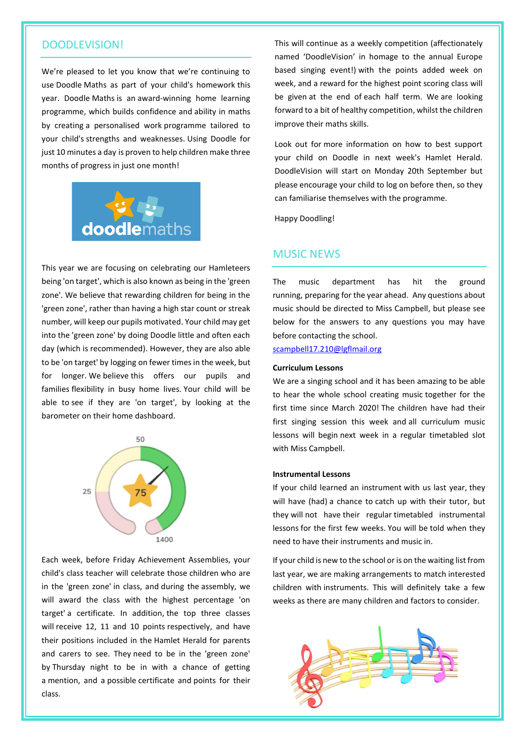## DOODLEVISION!

We're pleased to let you know that we're continuing to use Doodle Maths as part of your child's homework this year. Doodle Maths is an award-winning home learning programme, which builds confidence and ability in maths by creating a personalised work programme tailored to your child's strengths and weaknesses. Using Doodle for just 10 minutes a day is proven to help children make three months of progress in just one month!

This year we are focusing on celebrating our Hamleteers being 'on target', which is also known as being in the 'green zone'. We believe that rewarding children for being in the 'green zone', rather than having a high star count or streak number, will keep our pupils motivated. Your child may get into the 'green zone' by doing Doodle little and often each day (which is recommended). However, they are also able to be 'on target' by logging on fewer times in the week, but for longer. We believe this offers our pupils and families flexibility in busy home lives. Your child will be able to see if they are 'on target', by looking at the barometer on their home dashboard.

Each week, before Friday Achievement Assemblies, your child's class teacher will celebrate those children who are in the 'green zone' in class, and during the assembly, we will award the class with the highest percentage 'on target' a certificate. In addition, the top three classes will receive 12, 11 and 10 points respectively, and have their positions included in the Hamlet Herald for parents and carers to see. They need to be in the 'green zone' by Thursday night to be in with a chance of getting a mention, and a possible certificate and points for their class.

This will continue as a weekly competition (affectionately named 'DoodleVision' in homage to the annual Europe based singing event!) with the points added week on week, and a reward for the highest point scoring class will be given at the end of each half term. We are looking forward to a bit of healthy competition, whilst the children improve their maths skills.

Look out for more information on how to best support your child on Doodle in next week's Hamlet Herald. DoodleVision will start on Monday 20th September but please encourage your child to log on before then, so they can familiarise themselves with the programme.

Happy Doodling!

## MUSIC NEWS

The music department has hit the ground running, preparing for the year ahead. Any questions about music should be directed to Miss Campbell, but please see below for the answers to any questions you may have before contacting the school.
scampbell17.210@lgflmail.org

**Curriculum Lessons**

We are a singing school and it has been amazing to be able to hear the whole school creating music together for the first time since March 2020! The children have had their first singing session this week and all curriculum music lessons will begin next week in a regular timetabled slot with Miss Campbell.

**Instrumental Lessons**

If your child learned an instrument with us last year, they will have (had) a chance to catch up with their tutor, but they will not have their regular timetabled instrumental lessons for the first few weeks. You will be told when they need to have their instruments and music in.

If your child is new to the school or is on the waiting list from last year, we are making arrangements to match interested children with instruments. This will definitely take a few weeks as there are many children and factors to consider.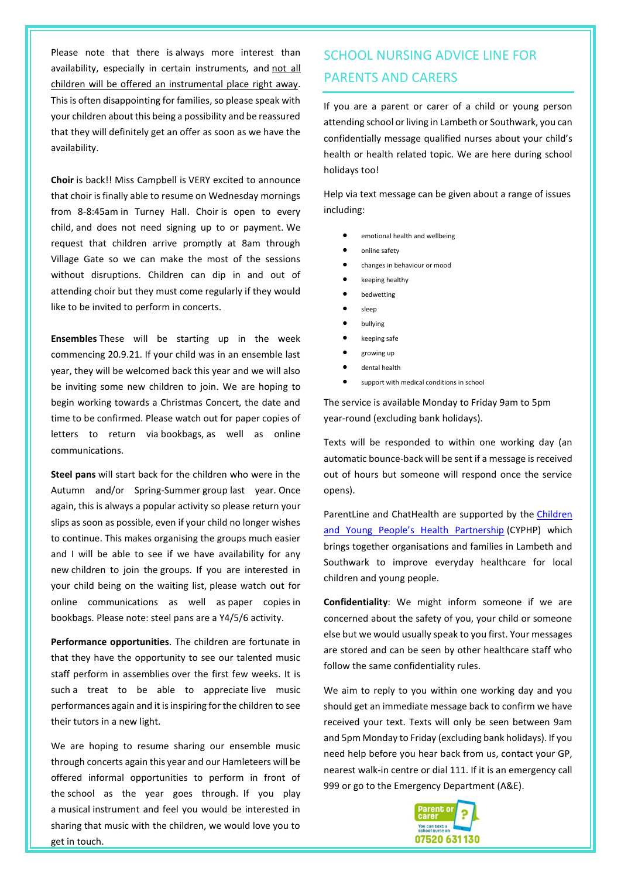Please note that there is always more interest than availability, especially in certain instruments, and not all children will be offered an instrumental place right away. This is often disappointing for families, so please speak with your children about this being a possibility and be reassured that they will definitely get an offer as soon as we have the availability.

**Choir** is back!! Miss Campbell is VERY excited to announce that choir is finally able to resume on Wednesday mornings from 8-8:45am in Turney Hall. Choir is open to every child, and does not need signing up to or payment. We request that children arrive promptly at 8am through Village Gate so we can make the most of the sessions without disruptions. Children can dip in and out of attending choir but they must come regularly if they would like to be invited to perform in concerts.

**Ensembles** These will be starting up in the week commencing 20.9.21. If your child was in an ensemble last year, they will be welcomed back this year and we will also be inviting some new children to join. We are hoping to begin working towards a Christmas Concert, the date and time to be confirmed. Please watch out for paper copies of letters to return via bookbags, as well as online communications.

**Steel pans** will start back for the children who were in the Autumn and/or Spring-Summer group last year. Once again, this is always a popular activity so please return your slips as soon as possible, even if your child no longer wishes to continue. This makes organising the groups much easier and I will be able to see if we have availability for any new children to join the groups. If you are interested in your child being on the waiting list, please watch out for online communications as well as paper copies in bookbags. Please note: steel pans are a Y4/5/6 activity.

**Performance opportunities**. The children are fortunate in that they have the opportunity to see our talented music staff perform in assemblies over the first few weeks. It is such a treat to be able to appreciate live music performances again and it is inspiring for the children to see their tutors in a new light.

We are hoping to resume sharing our ensemble music through concerts again this year and our Hamleteers will be offered informal opportunities to perform in front of the school as the year goes through. If you play a musical instrument and feel you would be interested in sharing that music with the children, we would love you to get in touch.

## SCHOOL NURSING ADVICE LINE FOR PARENTS AND CARERS

If you are a parent or carer of a child or young person attending school or living in Lambeth or Southwark, you can confidentially message qualified nurses about your child's health or health related topic. We are here during school holidays too!

Help via text message can be given about a range of issues including:

- emotional health and wellbeing
- online safety
- changes in behaviour or mood
- keeping healthy
- bedwetting
- sleep
- bullying
- keeping safe
- growing up
- dental health
- support with medical conditions in school

The service is available Monday to Friday 9am to 5pm year-round (excluding bank holidays).

Texts will be responded to within one working day (an automatic bounce-back will be sent if a message is received out of hours but someone will respond once the service opens).

ParentLine and ChatHealth are supported by the Children and Young People's Health Partnership (CYPHP) which brings together organisations and families in Lambeth and Southwark to improve everyday healthcare for local children and young people.

**Confidentiality**: We might inform someone if we are concerned about the safety of you, your child or someone else but we would usually speak to you first. Your messages are stored and can be seen by other healthcare staff who follow the same confidentiality rules.

We aim to reply to you within one working day and you should get an immediate message back to confirm we have received your text. Texts will only be seen between 9am and 5pm Monday to Friday (excluding bank holidays). If you need help before you hear back from us, contact your GP, nearest walk-in centre or dial 111. If it is an emergency call 999 or go to the Emergency Department (A&E).

Parent or carer
You can text a school nurse on
07520 631130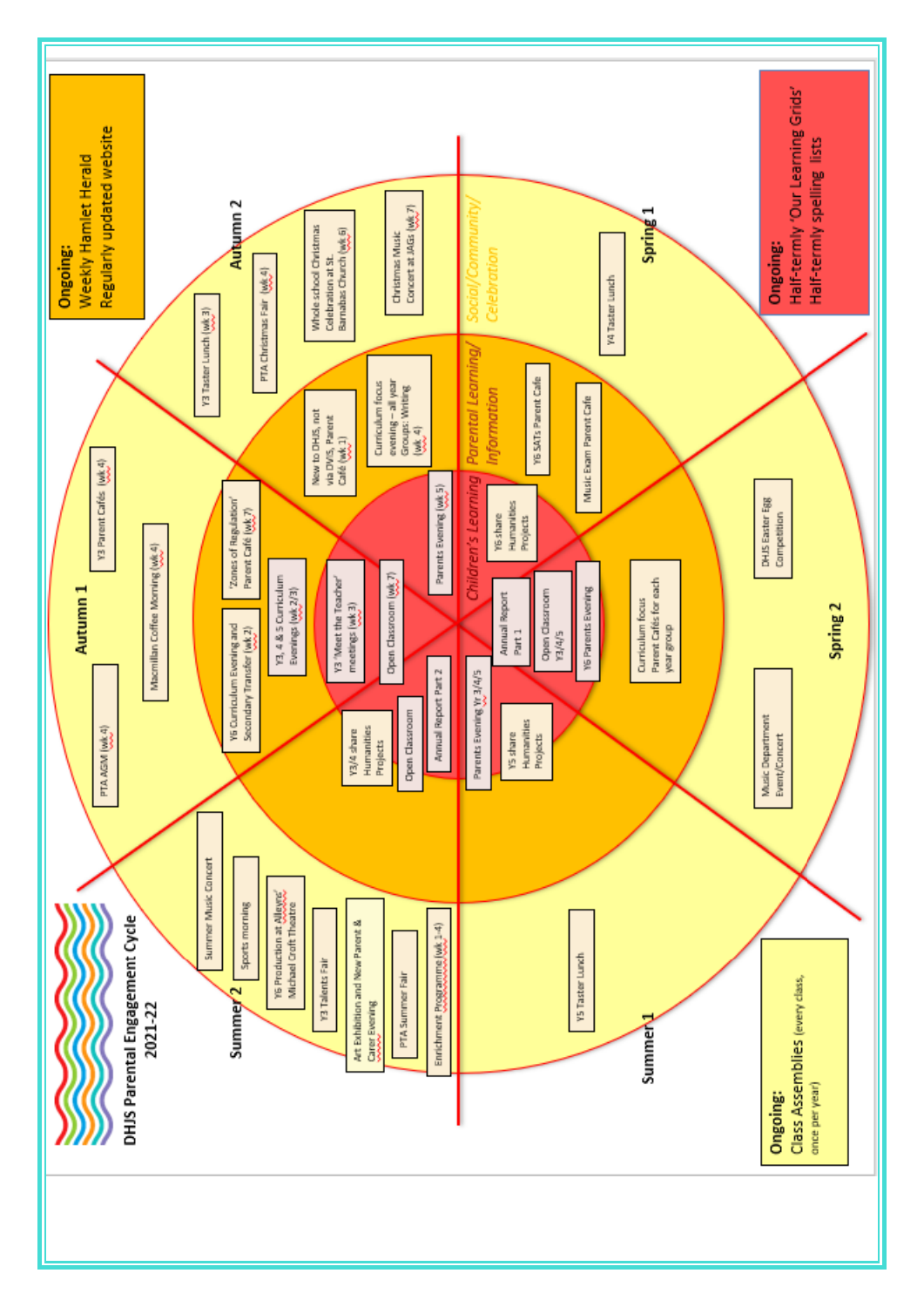# DHJS Parental Engagement Cycle 2021-22

**Ongoing:**
Weekly Hamlet Herald
Regularly updated website

**Ongoing:**
Half-termly 'Our Learning Grids'
Half-termly spelling lists

**Ongoing:**
Class Assemblies (every class, once per year)

*Social/Community/ Celebration*

*Parental Learning/ Information*

*Children's Learning*

## Autumn 1

- PTA AGM (wk 4)
- Macmillan Coffee Morning (wk 4)
- Y3 Parent Cafés (wk 4)
- Y6 Curriculum Evening and Secondary Transfer (wk 2)
- Y3, 4 & 5 Curriculum Evenings (wk 2/3)
- 'Zones of Regulation' Parent Café (wk 7)
- Y3 'Meet the Teacher' meetings (wk 3)
- Open Classroom (wk 7)

## Autumn 2

- Y3 Taster Lunch (wk 3)
- PTA Christmas Fair (wk 4)
- Whole school Christmas Celebration at St. Barnabas Church (wk 6)
- Christmas Music Concert at JAGs (wk 7)
- New to DHJS, not via DVIS, Parent Café (wk 1)
- Curriculum focus evening – all year Groups: Writing (wk 4)
- Parents Evening (wk 5)

## Spring 1

- Y4 Taster Lunch
- Y6 SATs Parent Cafe
- Music Exam Parent Cafe
- Y6 share Humanities Projects
- Annual Report Part 1

## Spring 2

- DHJS Easter Egg Competition
- Music Department Event/Concert
- Curriculum focus Parent Cafés for each year group
- Open Classroom Y3/4/5
- Y6 Parents Evening

## Summer 1

- Y5 Taster Lunch
- Parents Evening Yr 3/4/5
- Y5 share Humanities Projects

## Summer 2

- Summer Music Concert
- Sports morning
- Y6 Production at Alleyns' Michael Croft Theatre
- Y3 Talents Fair
- Art Exhibition and New Parent & Carer Evening
- PTA Summer Fair
- Enrichment Programme (wk 1-4)
- Y3/4 share Humanities Projects
- Open Classroom
- Annual Report Part 2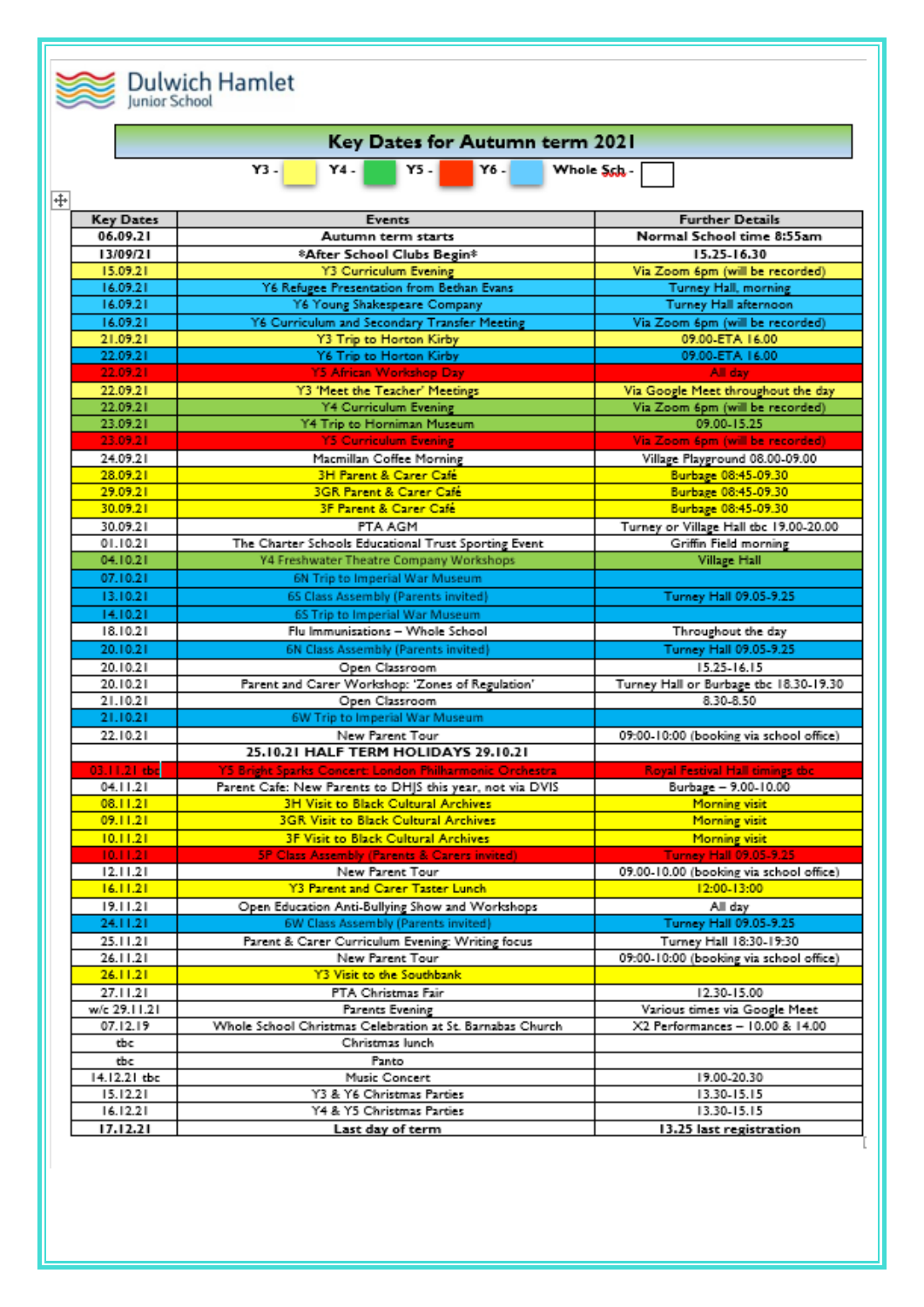Dulwich Hamlet
Junior School

# Key Dates for Autumn term 2021

Y3 - Y4 - Y5 - Y6 - Whole Sch -

| Key Dates | Events | Further Details |
|---|---|---|
| 06.09.21 | Autumn term starts | Normal School time 8:55am |
| 13/09/21 | *After School Clubs Begin* | 15.25-16.30 |
| 15.09.21 | Y3 Curriculum Evening | Via Zoom 6pm (will be recorded) |
| 16.09.21 | Y6 Refugee Presentation from Bethan Evans | Turney Hall, morning |
| 16.09.21 | Y6 Young Shakespeare Company | Turney Hall afternoon |
| 16.09.21 | Y6 Curriculum and Secondary Transfer Meeting | Via Zoom 6pm (will be recorded) |
| 21.09.21 | Y3 Trip to Horton Kirby | 09.00-ETA 16.00 |
| 22.09.21 | Y6 Trip to Horton Kirby | 09.00-ETA 16.00 |
| 22.09.21 | Y5 African Workshop Day | All day |
| 22.09.21 | Y3 'Meet the Teacher' Meetings | Via Google Meet throughout the day |
| 22.09.21 | Y4 Curriculum Evening | Via Zoom 6pm (will be recorded) |
| 23.09.21 | Y4 Trip to Horniman Museum | 09.00-15.25 |
| 23.09.21 | Y5 Curriculum Evening | Via Zoom 6pm (will be recorded) |
| 24.09.21 | Macmillan Coffee Morning | Village Playground 08.00-09.00 |
| 28.09.21 | 3H Parent & Carer Café | Burbage 08:45-09.30 |
| 29.09.21 | 3GR Parent & Carer Café | Burbage 08:45-09.30 |
| 30.09.21 | 3F Parent & Carer Café | Burbage 08:45-09.30 |
| 30.09.21 | PTA AGM | Turney or Village Hall tbc 19.00-20.00 |
| 01.10.21 | The Charter Schools Educational Trust Sporting Event | Griffin Field morning |
| 04.10.21 | Y4 Freshwater Theatre Company Workshops | Village Hall |
| 07.10.21 | 6N Trip to Imperial War Museum | |
| 13.10.21 | 6S Class Assembly (Parents invited) | Turney Hall 09.05-9.25 |
| 14.10.21 | 6S Trip to Imperial War Museum | |
| 18.10.21 | Flu Immunisations – Whole School | Throughout the day |
| 20.10.21 | 6N Class Assembly (Parents invited) | Turney Hall 09.05-9.25 |
| 20.10.21 | Open Classroom | 15.25-16.15 |
| 20.10.21 | Parent and Carer Workshop: 'Zones of Regulation' | Turney Hall or Burbage tbc 18.30-19.30 |
| 21.10.21 | Open Classroom | 8.30-8.50 |
| 21.10.21 | 6W Trip to Imperial War Museum | |
| 22.10.21 | New Parent Tour | 09:00-10:00 (booking via school office) |
| | **25.10.21 HALF TERM HOLIDAYS 29.10.21** | |
| 03.11.21 tbc | Y5 Bright Sparks Concert: London Philharmonic Orchestra | Royal Festival Hall timings tbc |
| 04.11.21 | Parent Cafe: New Parents to DHJS this year, not via DVIS | Burbage – 9.00-10.00 |
| 08.11.21 | 3H Visit to Black Cultural Archives | Morning visit |
| 09.11.21 | 3GR Visit to Black Cultural Archives | Morning visit |
| 10.11.21 | 3F Visit to Black Cultural Archives | Morning visit |
| 10.11.21 | 5P Class Assembly (Parents & Carers invited) | Turney Hall 09.05-9.25 |
| 12.11.21 | New Parent Tour | 09.00-10.00 (booking via school office) |
| 16.11.21 | Y3 Parent and Carer Taster Lunch | 12:00-13:00 |
| 19.11.21 | Open Education Anti-Bullying Show and Workshops | All day |
| 24.11.21 | 6W Class Assembly (Parents invited) | Turney Hall 09.05-9.25 |
| 25.11.21 | Parent & Carer Curriculum Evening: Writing focus | Turney Hall 18:30-19:30 |
| 26.11.21 | New Parent Tour | 09:00-10:00 (booking via school office) |
| 26.11.21 | Y3 Visit to the Southbank | |
| 27.11.21 | PTA Christmas Fair | 12.30-15.00 |
| w/c 29.11.21 | Parents Evening | Various times via Google Meet |
| 07.12.19 | Whole School Christmas Celebration at St. Barnabas Church | X2 Performances – 10.00 & 14.00 |
| tbc | Christmas lunch | |
| tbc | Panto | |
| 14.12.21 tbc | Music Concert | 19.00-20.30 |
| 15.12.21 | Y3 & Y6 Christmas Parties | 13.30-15.15 |
| 16.12.21 | Y4 & Y5 Christmas Parties | 13.30-15.15 |
| **17.12.21** | **Last day of term** | **13.25 last registration** |